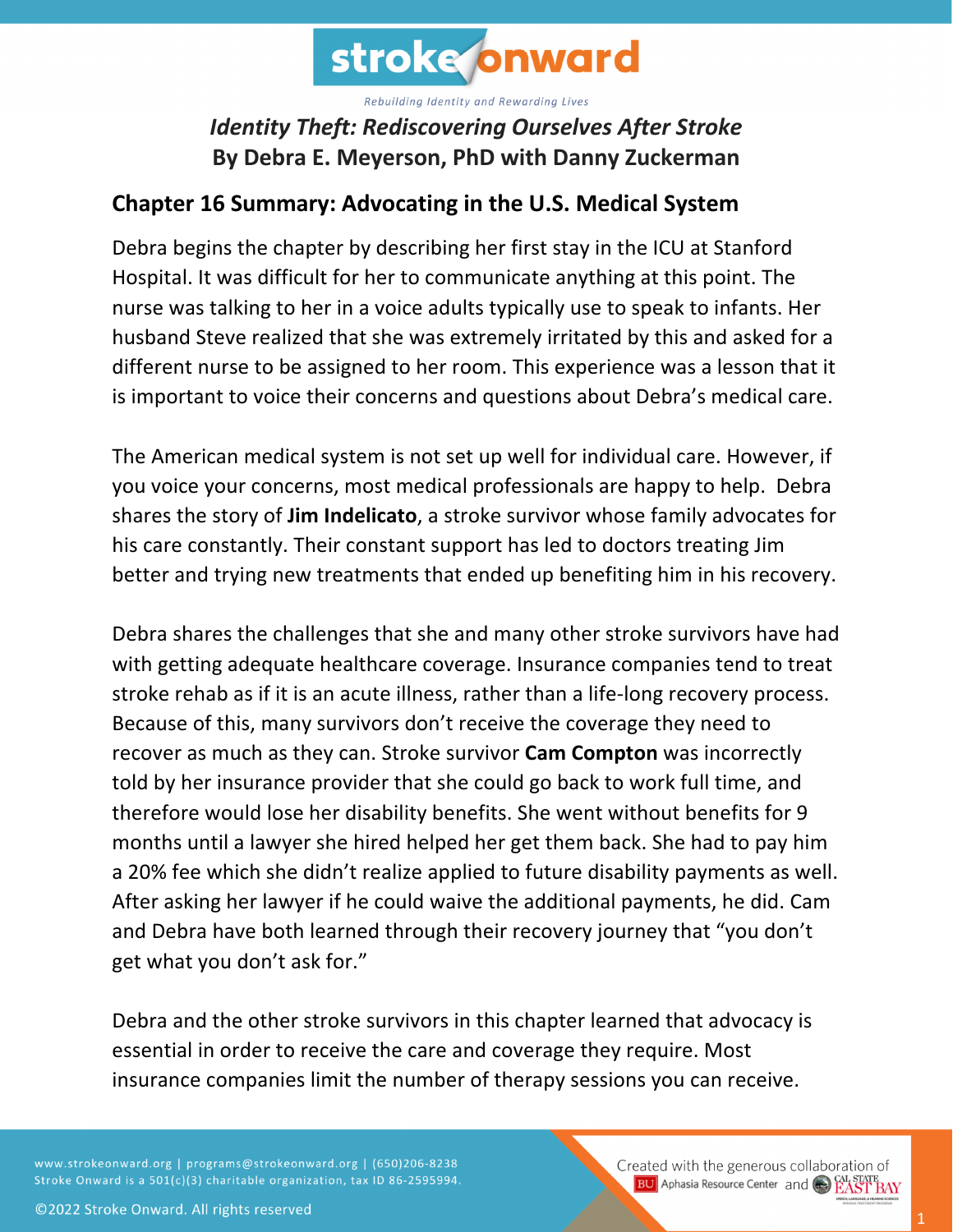stroke onward

*Rebuilding Identity and Rewarding Lives*

# *Identity Theft: Rediscovering Ourselves After Stroke*
# By Debra E. Meyerson, PhD with Danny Zuckerman

## Chapter 16 Summary: Advocating in the U.S. Medical System

Debra begins the chapter by describing her first stay in the ICU at Stanford Hospital. It was difficult for her to communicate anything at this point. The nurse was talking to her in a voice adults typically use to speak to infants. Her husband Steve realized that she was extremely irritated by this and asked for a different nurse to be assigned to her room. This experience was a lesson that it is important to voice their concerns and questions about Debra's medical care.

The American medical system is not set up well for individual care. However, if you voice your concerns, most medical professionals are happy to help. Debra shares the story of **Jim Indelicato**, a stroke survivor whose family advocates for his care constantly. Their constant support has led to doctors treating Jim better and trying new treatments that ended up benefiting him in his recovery.

Debra shares the challenges that she and many other stroke survivors have had with getting adequate healthcare coverage. Insurance companies tend to treat stroke rehab as if it is an acute illness, rather than a life-long recovery process. Because of this, many survivors don't receive the coverage they need to recover as much as they can. Stroke survivor **Cam Compton** was incorrectly told by her insurance provider that she could go back to work full time, and therefore would lose her disability benefits. She went without benefits for 9 months until a lawyer she hired helped her get them back. She had to pay him a 20% fee which she didn't realize applied to future disability payments as well. After asking her lawyer if he could waive the additional payments, he did. Cam and Debra have both learned through their recovery journey that "you don't get what you don't ask for."

Debra and the other stroke survivors in this chapter learned that advocacy is essential in order to receive the care and coverage they require. Most insurance companies limit the number of therapy sessions you can receive.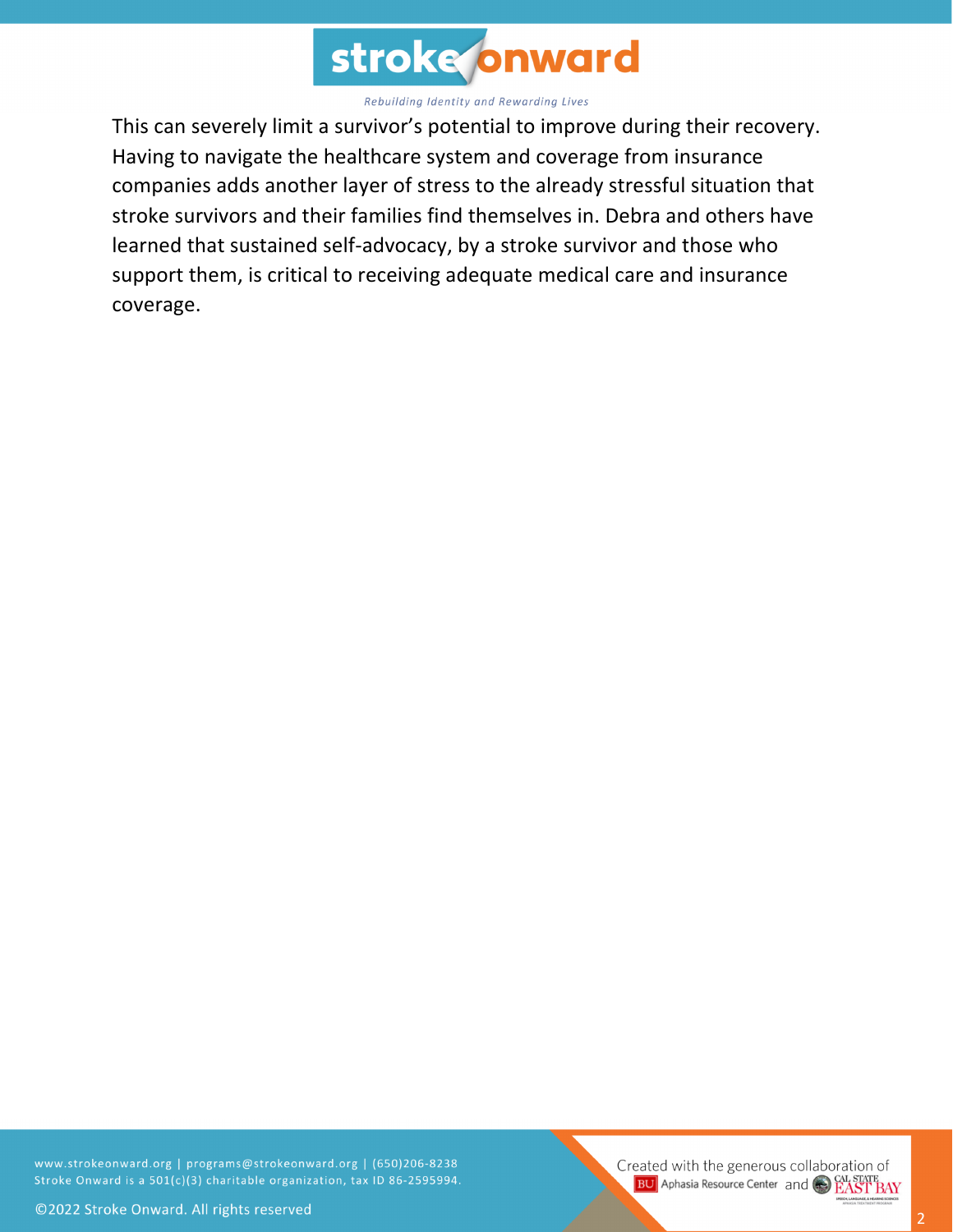This can severely limit a survivor's potential to improve during their recovery. Having to navigate the healthcare system and coverage from insurance companies adds another layer of stress to the already stressful situation that stroke survivors and their families find themselves in. Debra and others have learned that sustained self-advocacy, by a stroke survivor and those who support them, is critical to receiving adequate medical care and insurance coverage.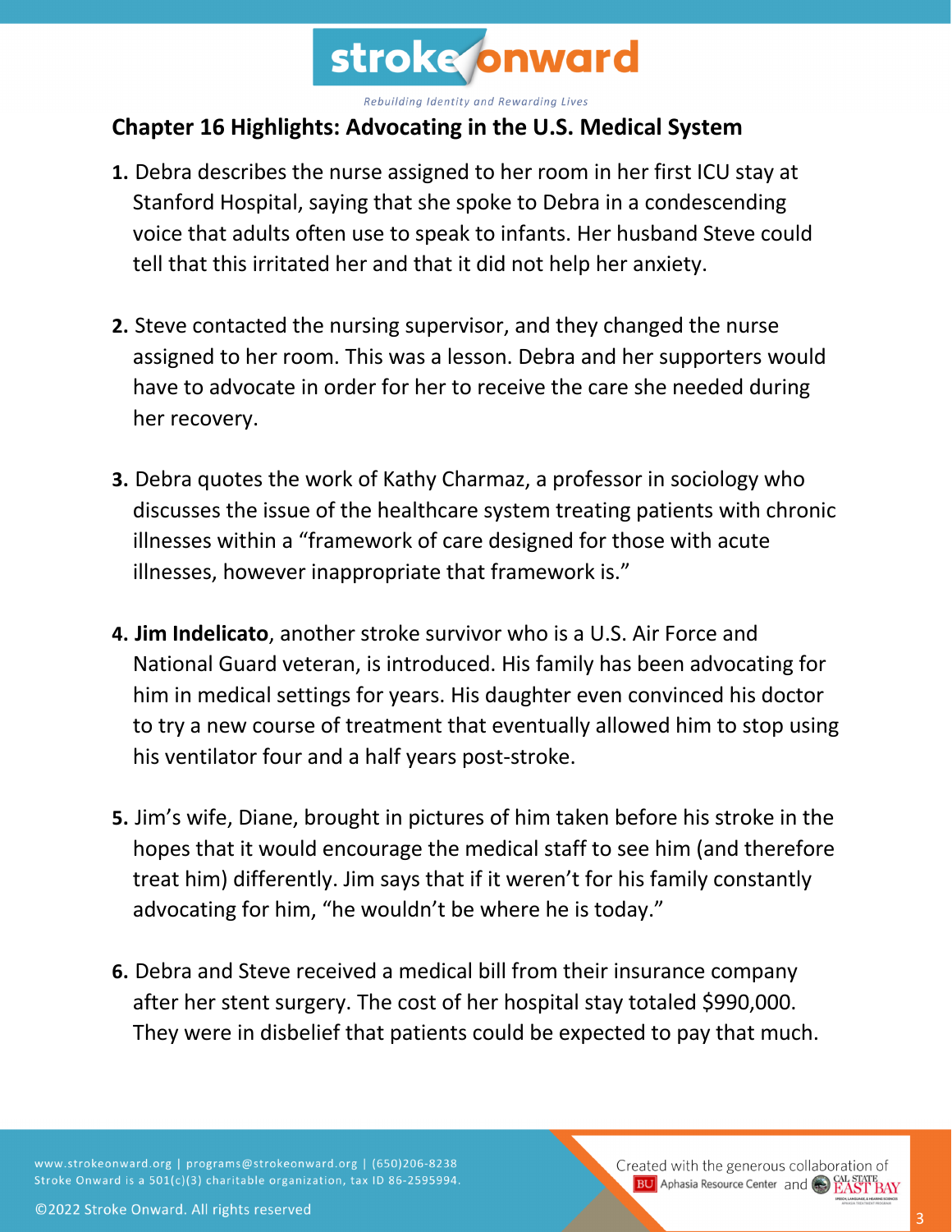## Chapter 16 Highlights: Advocating in the U.S. Medical System

1. Debra describes the nurse assigned to her room in her first ICU stay at Stanford Hospital, saying that she spoke to Debra in a condescending voice that adults often use to speak to infants. Her husband Steve could tell that this irritated her and that it did not help her anxiety.

2. Steve contacted the nursing supervisor, and they changed the nurse assigned to her room. This was a lesson. Debra and her supporters would have to advocate in order for her to receive the care she needed during her recovery.

3. Debra quotes the work of Kathy Charmaz, a professor in sociology who discusses the issue of the healthcare system treating patients with chronic illnesses within a "framework of care designed for those with acute illnesses, however inappropriate that framework is."

4. **Jim Indelicato**, another stroke survivor who is a U.S. Air Force and National Guard veteran, is introduced. His family has been advocating for him in medical settings for years. His daughter even convinced his doctor to try a new course of treatment that eventually allowed him to stop using his ventilator four and a half years post-stroke.

5. Jim's wife, Diane, brought in pictures of him taken before his stroke in the hopes that it would encourage the medical staff to see him (and therefore treat him) differently. Jim says that if it weren't for his family constantly advocating for him, "he wouldn't be where he is today."

6. Debra and Steve received a medical bill from their insurance company after her stent surgery. The cost of her hospital stay totaled $990,000. They were in disbelief that patients could be expected to pay that much.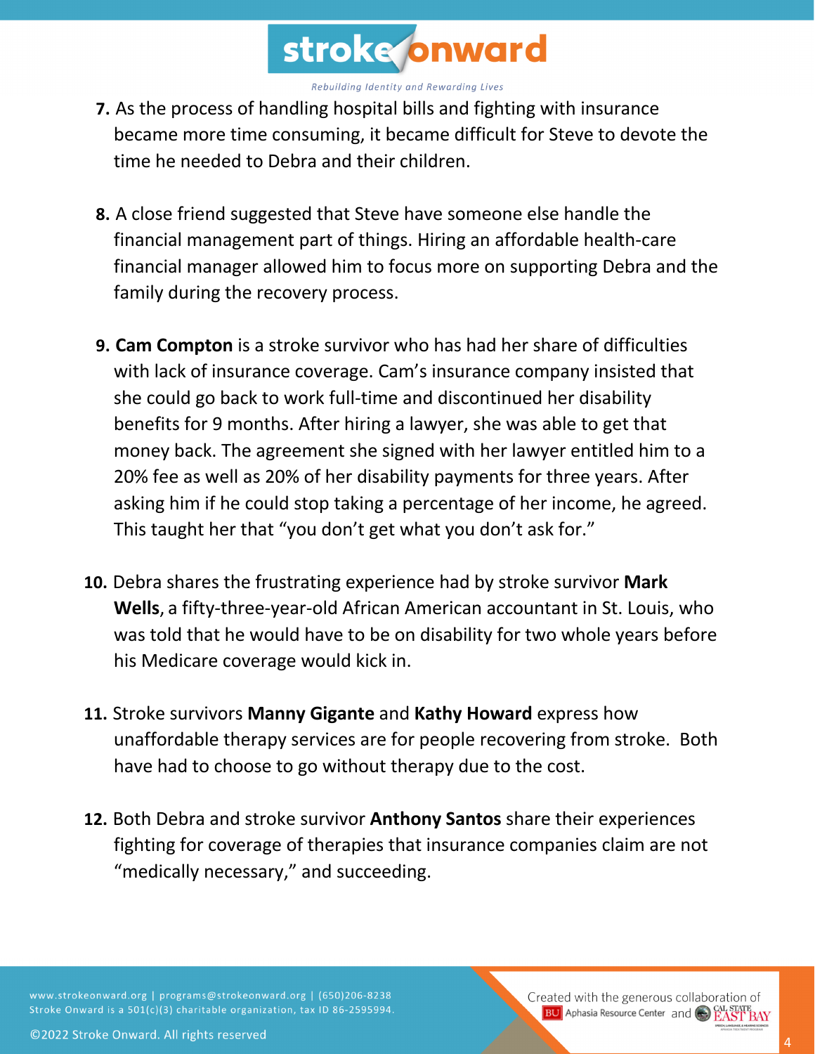7. As the process of handling hospital bills and fighting with insurance became more time consuming, it became difficult for Steve to devote the time he needed to Debra and their children.

8. A close friend suggested that Steve have someone else handle the financial management part of things. Hiring an affordable health-care financial manager allowed him to focus more on supporting Debra and the family during the recovery process.

9. **Cam Compton** is a stroke survivor who has had her share of difficulties with lack of insurance coverage. Cam's insurance company insisted that she could go back to work full-time and discontinued her disability benefits for 9 months. After hiring a lawyer, she was able to get that money back. The agreement she signed with her lawyer entitled him to a 20% fee as well as 20% of her disability payments for three years. After asking him if he could stop taking a percentage of her income, he agreed. This taught her that "you don't get what you don't ask for."

10. Debra shares the frustrating experience had by stroke survivor **Mark Wells**, a fifty-three-year-old African American accountant in St. Louis, who was told that he would have to be on disability for two whole years before his Medicare coverage would kick in.

11. Stroke survivors **Manny Gigante** and **Kathy Howard** express how unaffordable therapy services are for people recovering from stroke. Both have had to choose to go without therapy due to the cost.

12. Both Debra and stroke survivor **Anthony Santos** share their experiences fighting for coverage of therapies that insurance companies claim are not "medically necessary," and succeeding.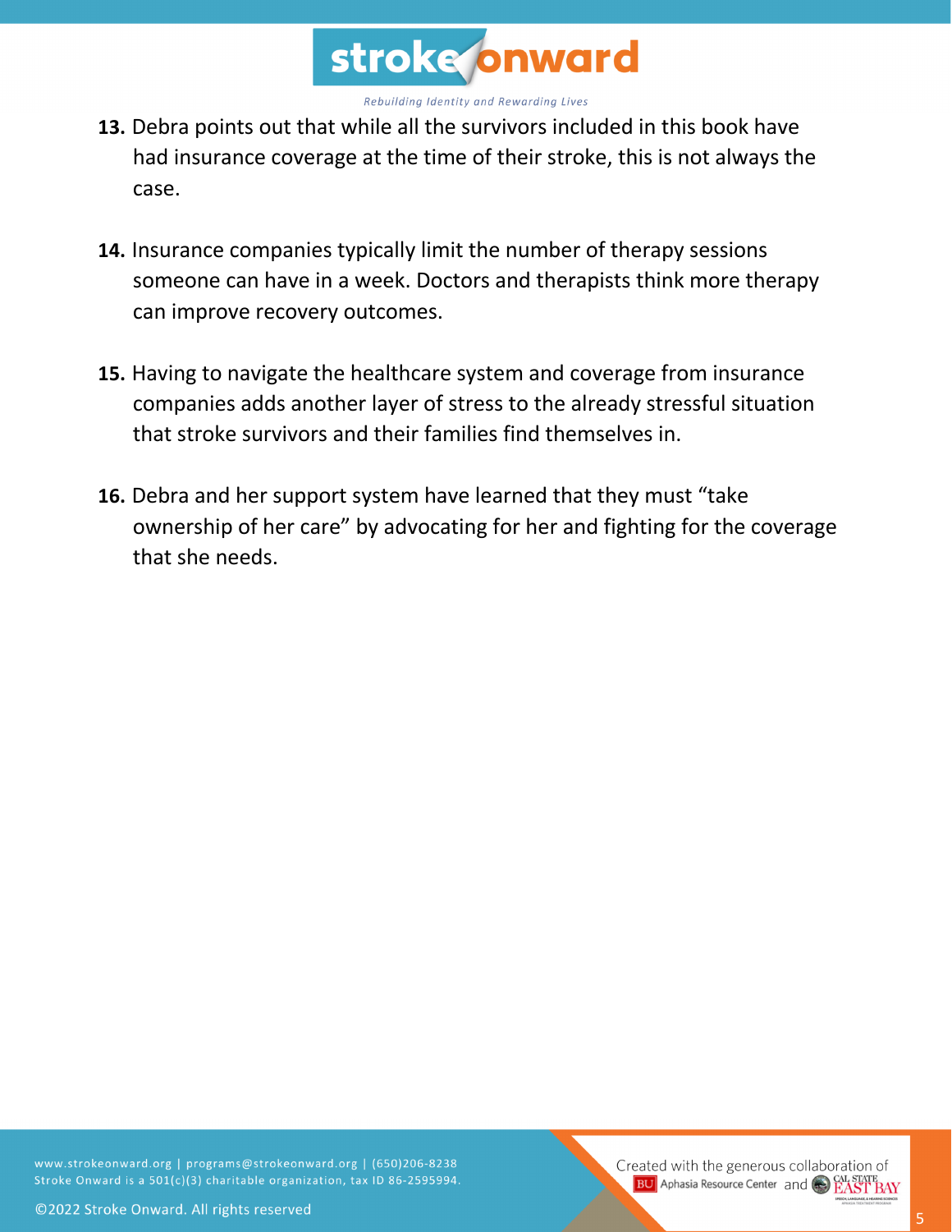13. Debra points out that while all the survivors included in this book have had insurance coverage at the time of their stroke, this is not always the case.

14. Insurance companies typically limit the number of therapy sessions someone can have in a week. Doctors and therapists think more therapy can improve recovery outcomes.

15. Having to navigate the healthcare system and coverage from insurance companies adds another layer of stress to the already stressful situation that stroke survivors and their families find themselves in.

16. Debra and her support system have learned that they must “take ownership of her care” by advocating for her and fighting for the coverage that she needs.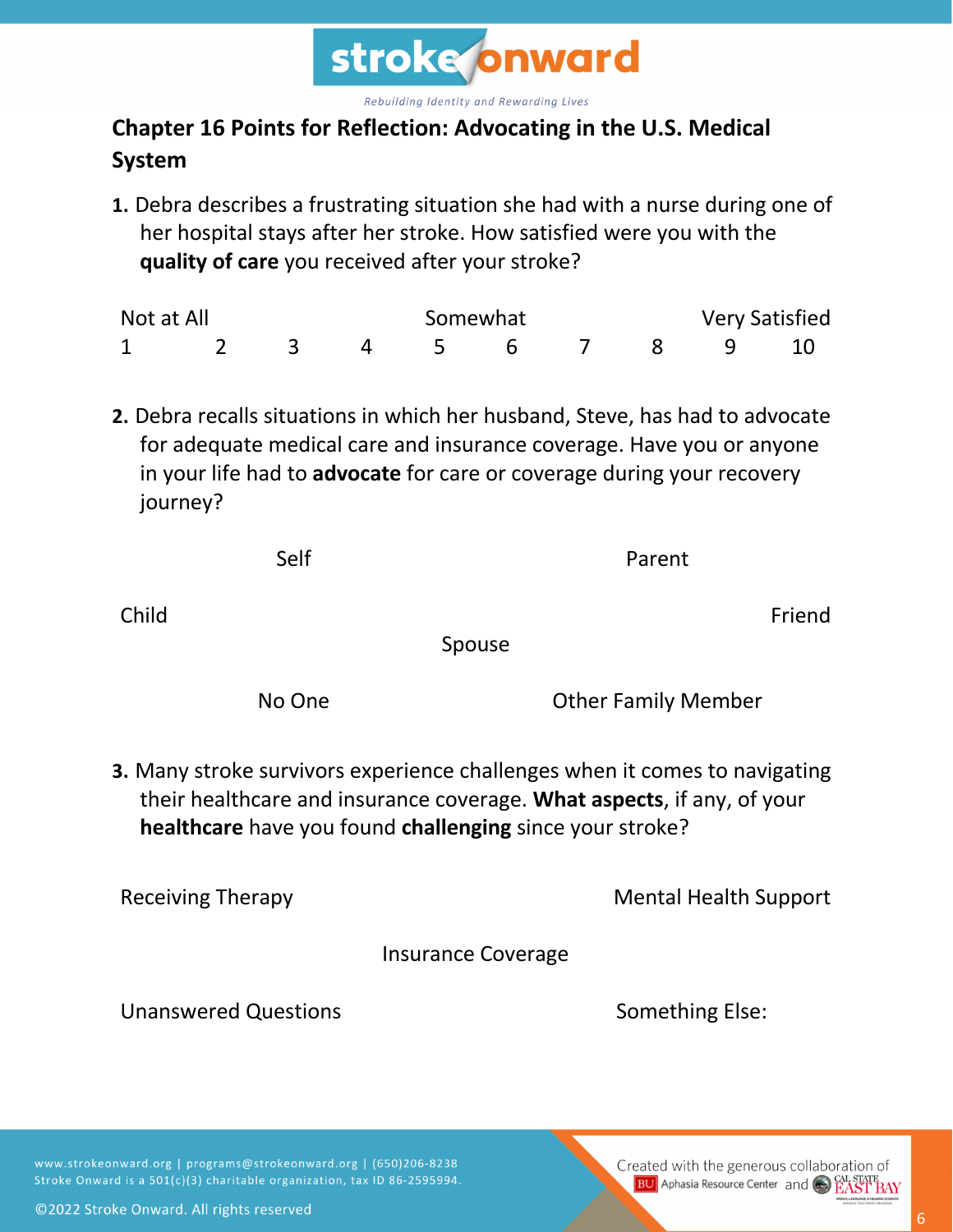## Chapter 16 Points for Reflection: Advocating in the U.S. Medical System

**1.** Debra describes a frustrating situation she had with a nurse during one of her hospital stays after her stroke. How satisfied were you with the **quality of care** you received after your stroke?

| Not at All | | | | Somewhat | | | | Very Satisfied | |
|---|---|---|---|---|---|---|---|---|---|
| 1 | 2 | 3 | 4 | 5 | 6 | 7 | 8 | 9 | 10 |

**2.** Debra recalls situations in which her husband, Steve, has had to advocate for adequate medical care and insurance coverage. Have you or anyone in your life had to **advocate** for care or coverage during your recovery journey?

Self

Parent

Child

Friend

Spouse

No One

Other Family Member

**3.** Many stroke survivors experience challenges when it comes to navigating their healthcare and insurance coverage. **What aspects**, if any, of your **healthcare** have you found **challenging** since your stroke?

Receiving Therapy

Mental Health Support

Insurance Coverage

Unanswered Questions

Something Else: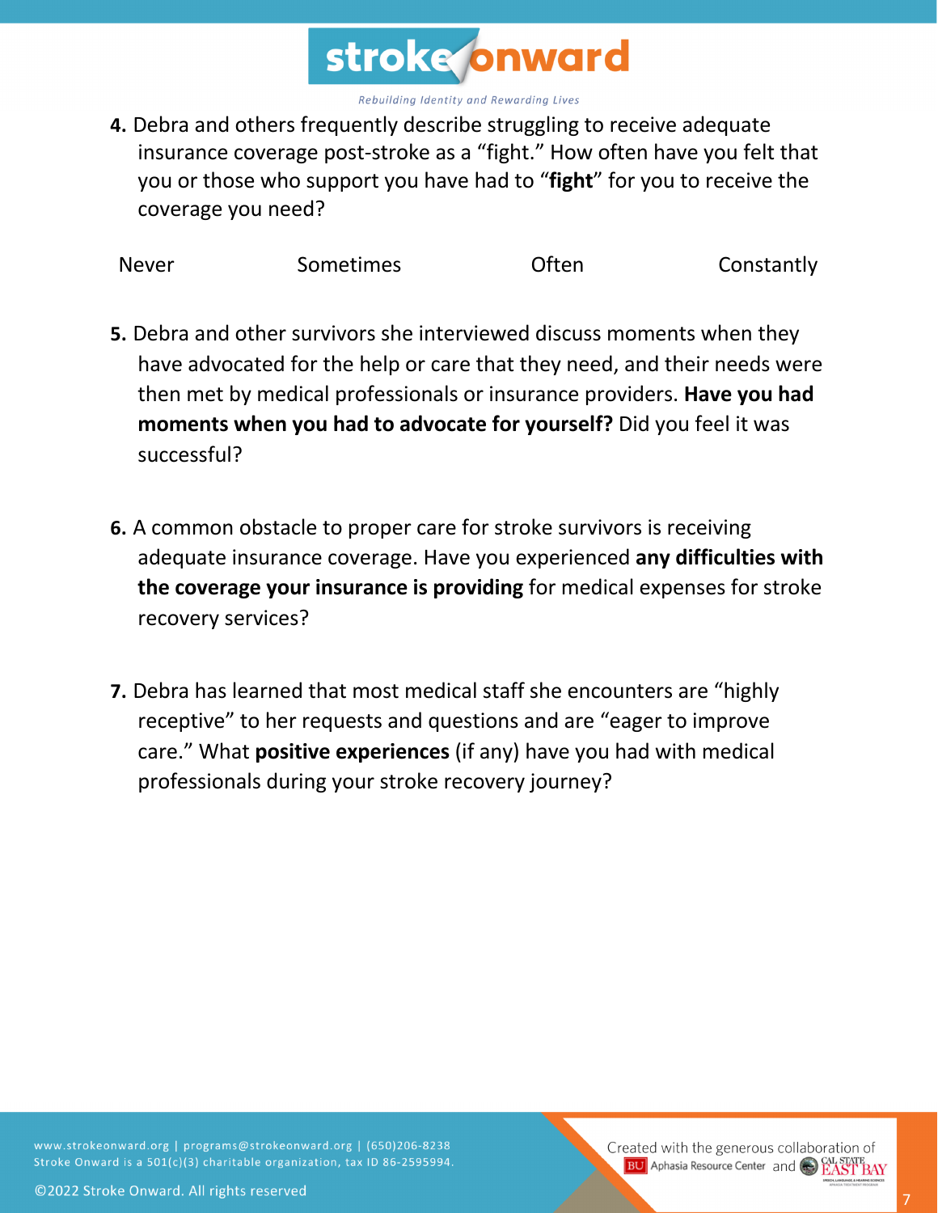**4.** Debra and others frequently describe struggling to receive adequate insurance coverage post-stroke as a "fight." How often have you felt that you or those who support you have had to "**fight**" for you to receive the coverage you need?

Never    Sometimes    Often    Constantly

**5.** Debra and other survivors she interviewed discuss moments when they have advocated for the help or care that they need, and their needs were then met by medical professionals or insurance providers. **Have you had moments when you had to advocate for yourself?** Did you feel it was successful?

**6.** A common obstacle to proper care for stroke survivors is receiving adequate insurance coverage. Have you experienced **any difficulties with the coverage your insurance is providing** for medical expenses for stroke recovery services?

**7.** Debra has learned that most medical staff she encounters are "highly receptive" to her requests and questions and are "eager to improve care." What **positive experiences** (if any) have you had with medical professionals during your stroke recovery journey?

www.strokeonward.org | programs@strokeonward.org | (650)206-8238
Stroke Onward is a 501(c)(3) charitable organization, tax ID 86-2595994.

©2022 Stroke Onward. All rights reserved

Created with the generous collaboration of BU Aphasia Resource Center and Cal State East Bay